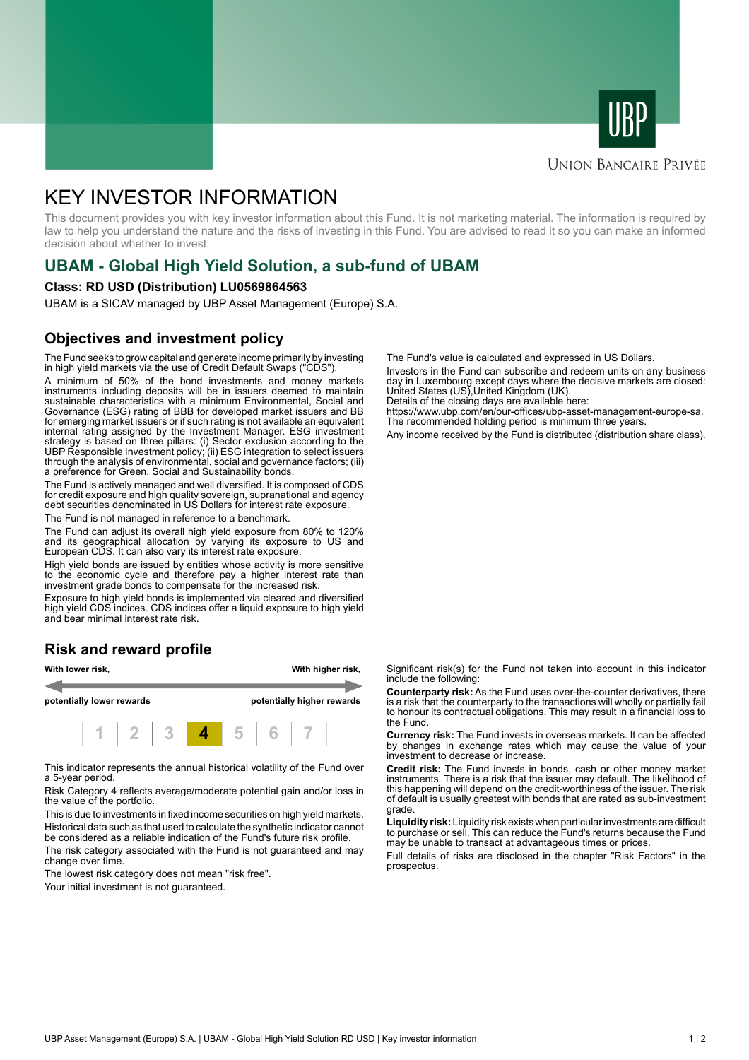UBP

Union Bancaire Privée

# KEY INVESTOR INFORMATION

This document provides you with key investor information about this Fund. It is not marketing material. The information is required by law to help you understand the nature and the risks of investing in this Fund. You are advised to read it so you can make an informed decision about whether to invest.

## UBAM - Global High Yield Solution, a sub-fund of UBAM

**Class: RD USD (Distribution) LU0569864563**

UBAM is a SICAV managed by UBP Asset Management (Europe) S.A.

## Objectives and investment policy

The Fund seeks to grow capital and generate income primarily by investing in high yield markets via the use of Credit Default Swaps ("CDS").

A minimum of 50% of the bond investments and money markets instruments including deposits will be in issuers deemed to maintain sustainable characteristics with a minimum Environmental, Social and Governance (ESG) rating of BBB for developed market issuers and BB for emerging market issuers or if such rating is not available an equivalent internal rating assigned by the Investment Manager. ESG investment strategy is based on three pillars: (i) Sector exclusion according to the UBP Responsible Investment policy; (ii) ESG integration to select issuers through the analysis of environmental, social and governance factors; (iii) a preference for Green, Social and Sustainability bonds.

The Fund is actively managed and well diversified. It is composed of CDS for credit exposure and high quality sovereign, supranational and agency debt securities denominated in US Dollars for interest rate exposure.

The Fund is not managed in reference to a benchmark.

The Fund can adjust its overall high yield exposure from 80% to 120% and its geographical allocation by varying its exposure to US and European CDS. It can also vary its interest rate exposure.

High yield bonds are issued by entities whose activity is more sensitive to the economic cycle and therefore pay a higher interest rate than investment grade bonds to compensate for the increased risk.

Exposure to high yield bonds is implemented via cleared and diversified high yield CDS indices. CDS indices offer a liquid exposure to high yield and bear minimal interest rate risk.

The Fund's value is calculated and expressed in US Dollars.

Investors in the Fund can subscribe and redeem units on any business day in Luxembourg except days where the decisive markets are closed: United States (US),United Kingdom (UK).
Details of the closing days are available here:
https://www.ubp.com/en/our-offices/ubp-asset-management-europe-sa.
The recommended holding period is minimum three years.

Any income received by the Fund is distributed (distribution share class).

## Risk and reward profile

| With lower risk, potentially lower rewards | | | | | | With higher risk, potentially higher rewards |
|---|---|---|---|---|---|---|
| 1 | 2 | 3 | **4** | 5 | 6 | 7 |

This indicator represents the annual historical volatility of the Fund over a 5-year period.

Risk Category 4 reflects average/moderate potential gain and/or loss in the value of the portfolio.

This is due to investments in fixed income securities on high yield markets.

Historical data such as that used to calculate the synthetic indicator cannot be considered as a reliable indication of the Fund's future risk profile.

The risk category associated with the Fund is not guaranteed and may change over time.

The lowest risk category does not mean "risk free".

Your initial investment is not guaranteed.

Significant risk(s) for the Fund not taken into account in this indicator include the following:

**Counterparty risk:** As the Fund uses over-the-counter derivatives, there is a risk that the counterparty to the transactions will wholly or partially fail to honour its contractual obligations. This may result in a financial loss to the Fund.

**Currency risk:** The Fund invests in overseas markets. It can be affected by changes in exchange rates which may cause the value of your investment to decrease or increase.

**Credit risk:** The Fund invests in bonds, cash or other money market instruments. There is a risk that the issuer may default. The likelihood of this happening will depend on the credit-worthiness of the issuer. The risk of default is usually greatest with bonds that are rated as sub-investment grade.

**Liquidity risk:** Liquidity risk exists when particular investments are difficult to purchase or sell. This can reduce the Fund's returns because the Fund may be unable to transact at advantageous times or prices.

Full details of risks are disclosed in the chapter "Risk Factors" in the prospectus.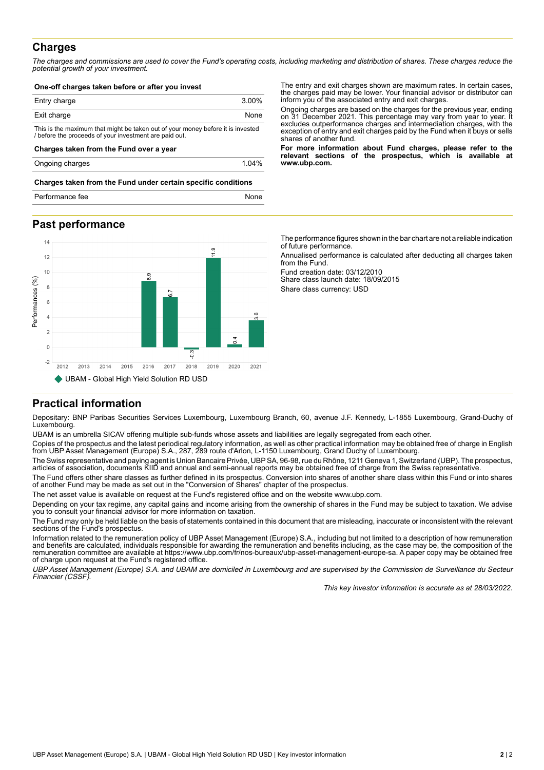## Charges

*The charges and commissions are used to cover the Fund's operating costs, including marketing and distribution of shares. These charges reduce the potential growth of your investment.*

| One-off charges taken before or after you invest | |
|---|---|
| Entry charge | 3.00% |
| Exit charge | None |

This is the maximum that might be taken out of your money before it is invested / before the proceeds of your investment are paid out.

| Charges taken from the Fund over a year | |
|---|---|
| Ongoing charges | 1.04% |

| Charges taken from the Fund under certain specific conditions | |
|---|---|
| Performance fee | None |

The entry and exit charges shown are maximum rates. In certain cases, the charges paid may be lower. Your financial advisor or distributor can inform you of the associated entry and exit charges.

Ongoing charges are based on the charges for the previous year, ending on 31 December 2021. This percentage may vary from year to year. It excludes outperformance charges and intermediation charges, with the exception of entry and exit charges paid by the Fund when it buys or sells shares of another fund.

**For more information about Fund charges, please refer to the relevant sections of the prospectus, which is available at www.ubp.com.**

## Past performance

Performances (%)

14
12
10
8
6
4
2
0
-2

2012 2013 2014 2015 2016 2017 2018 2019 2020 2021

8.9
6.7
-0.3
11.9
0.4
3.6

UBAM - Global High Yield Solution RD USD

The performance figures shown in the bar chart are not a reliable indication of future performance.

Annualised performance is calculated after deducting all charges taken from the Fund.

Fund creation date: 03/12/2010
Share class launch date: 18/09/2015
Share class currency: USD

## Practical information

Depositary: BNP Paribas Securities Services Luxembourg, Luxembourg Branch, 60, avenue J.F. Kennedy, L-1855 Luxembourg, Grand-Duchy of Luxembourg.

UBAM is an umbrella SICAV offering multiple sub-funds whose assets and liabilities are legally segregated from each other.

Copies of the prospectus and the latest periodical regulatory information, as well as other practical information may be obtained free of charge in English from UBP Asset Management (Europe) S.A., 287, 289 route d'Arlon, L-1150 Luxembourg, Grand Duchy of Luxembourg.

The Swiss representative and paying agent is Union Bancaire Privée, UBP SA, 96-98, rue du Rhône, 1211 Geneva 1, Switzerland (UBP). The prospectus, articles of association, documents KIID and annual and semi-annual reports may be obtained free of charge from the Swiss representative.

The Fund offers other share classes as further defined in its prospectus. Conversion into shares of another share class within this Fund or into shares of another Fund may be made as set out in the "Conversion of Shares" chapter of the prospectus.

The net asset value is available on request at the Fund's registered office and on the website www.ubp.com.

Depending on your tax regime, any capital gains and income arising from the ownership of shares in the Fund may be subject to taxation. We advise you to consult your financial advisor for more information on taxation.

The Fund may only be held liable on the basis of statements contained in this document that are misleading, inaccurate or inconsistent with the relevant sections of the Fund's prospectus.

Information related to the remuneration policy of UBP Asset Management (Europe) S.A., including but not limited to a description of how remuneration and benefits are calculated, individuals responsible for awarding the remuneration and benefits including, as the case may be, the composition of the remuneration committee are available at https://www.ubp.com/fr/nos-bureaux/ubp-asset-management-europe-sa. A paper copy may be obtained free of charge upon request at the Fund's registered office.

*UBP Asset Management (Europe) S.A. and UBAM are domiciled in Luxembourg and are supervised by the Commission de Surveillance du Secteur Financier (CSSF).*

*This key investor information is accurate as at 28/03/2022.*